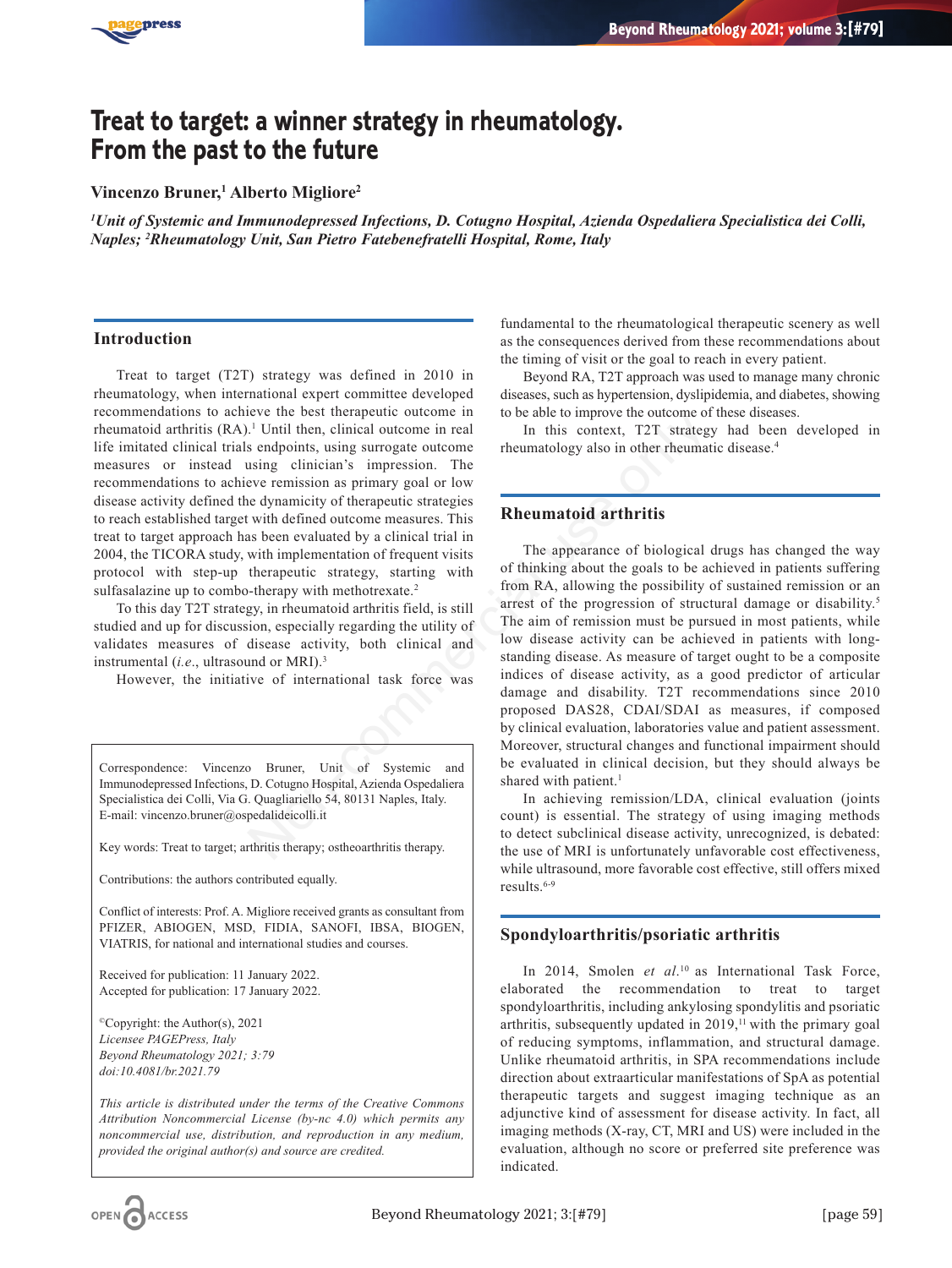# Treat to target: a winner strategy in rheumatology. From the past to the future

**Vincenzo Bruner,[1] Alberto Migliore[2]**

*[1]Unit of Systemic and Immunodepressed Infections, D. Cotugno Hospital, Azienda Ospedaliera Specialistica dei Colli, Naples; [2]Rheumatology Unit, San Pietro Fatebenefratelli Hospital, Rome, Italy*

## Introduction

Treat to target (T2T) strategy was defined in 2010 in rheumatology, when international expert committee developed recommendations to achieve the best therapeutic outcome in rheumatoid arthritis (RA).[1] Until then, clinical outcome in real life imitated clinical trials endpoints, using surrogate outcome measures or instead using clinician's impression. The recommendations to achieve remission as primary goal or low disease activity defined the dynamicity of therapeutic strategies to reach established target with defined outcome measures. This treat to target approach has been evaluated by a clinical trial in 2004, the TICORA study, with implementation of frequent visits protocol with step-up therapeutic strategy, starting with sulfasalazine up to combo-therapy with methotrexate.[2]

To this day T2T strategy, in rheumatoid arthritis field, is still studied and up for discussion, especially regarding the utility of validates measures of disease activity, both clinical and instrumental (*i.e.*, ultrasound or MRI).[3]

However, the initiative of international task force was fundamental to the rheumatological therapeutic scenery as well as the consequences derived from these recommendations about the timing of visit or the goal to reach in every patient.

Beyond RA, T2T approach was used to manage many chronic diseases, such as hypertension, dyslipidemia, and diabetes, showing to be able to improve the outcome of these diseases.

In this context, T2T strategy had been developed in rheumatology also in other rheumatic disease.[4]

Correspondence: Vincenzo Bruner, Unit of Systemic and Immunodepressed Infections, D. Cotugno Hospital, Azienda Ospedaliera Specialistica dei Colli, Via G. Quagliariello 54, 80131 Naples, Italy.
E-mail: vincenzo.bruner@ospedalideicolli.it

Key words: Treat to target; arthritis therapy; ostheoarthritis therapy.

Contributions: the authors contributed equally.

Conflict of interests: Prof. A. Migliore received grants as consultant from PFIZER, ABIOGEN, MSD, FIDIA, SANOFI, IBSA, BIOGEN, VIATRIS, for national and international studies and courses.

Received for publication: 11 January 2022.
Accepted for publication: 17 January 2022.

©Copyright: the Author(s), 2021
*Licensee PAGEPress, Italy*
*Beyond Rheumatology 2021; 3:79*
*doi:10.4081/br.2021.79*

*This article is distributed under the terms of the Creative Commons Attribution Noncommercial License (by-nc 4.0) which permits any noncommercial use, distribution, and reproduction in any medium, provided the original author(s) and source are credited.*

## Rheumatoid arthritis

The appearance of biological drugs has changed the way of thinking about the goals to be achieved in patients suffering from RA, allowing the possibility of sustained remission or an arrest of the progression of structural damage or disability.[5] The aim of remission must be pursued in most patients, while low disease activity can be achieved in patients with long-standing disease. As measure of target ought to be a composite indices of disease activity, as a good predictor of articular damage and disability. T2T recommendations since 2010 proposed DAS28, CDAI/SDAI as measures, if composed by clinical evaluation, laboratories value and patient assessment. Moreover, structural changes and functional impairment should be evaluated in clinical decision, but they should always be shared with patient.[1]

In achieving remission/LDA, clinical evaluation (joints count) is essential. The strategy of using imaging methods to detect subclinical disease activity, unrecognized, is debated: the use of MRI is unfortunately unfavorable cost effectiveness, while ultrasound, more favorable cost effective, still offers mixed results.[6-9]

## Spondyloarthritis/psoriatic arthritis

In 2014, Smolen *et al.*[10] as International Task Force, elaborated the recommendation to treat to target spondyloarthritis, including ankylosing spondylitis and psoriatic arthritis, subsequently updated in 2019,[11] with the primary goal of reducing symptoms, inflammation, and structural damage. Unlike rheumatoid arthritis, in SPA recommendations include direction about extraarticular manifestations of SpA as potential therapeutic targets and suggest imaging technique as an adjunctive kind of assessment for disease activity. In fact, all imaging methods (X-ray, CT, MRI and US) were included in the evaluation, although no score or preferred site preference was indicated.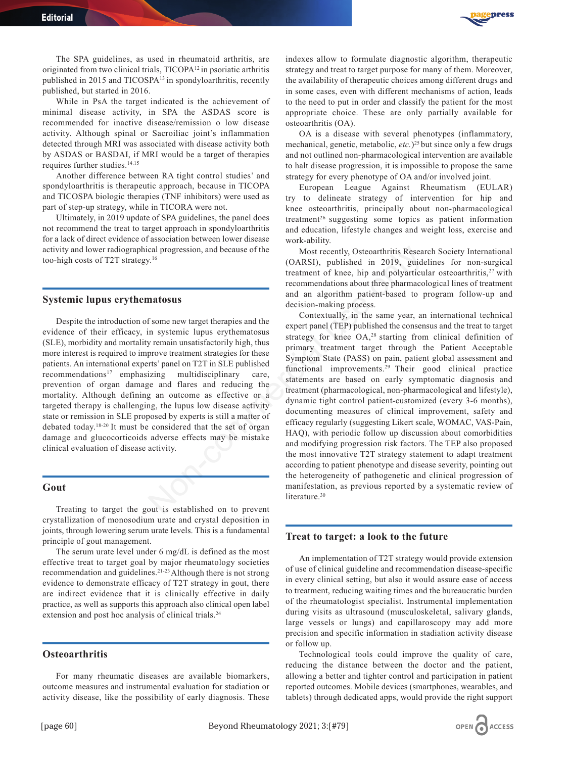The SPA guidelines, as used in rheumatoid arthritis, are originated from two clinical trials, TICOPA[12] in psoriatic arthritis published in 2015 and TICOSPA[13] in spondyloarthritis, recently published, but started in 2016.

While in PsA the target indicated is the achievement of minimal disease activity, in SPA the ASDAS score is recommended for inactive disease/remission o low disease activity. Although spinal or Sacroiliac joint's inflammation detected through MRI was associated with disease activity both by ASDAS or BASDAI, if MRI would be a target of therapies requires further studies.[14,15]

Another difference between RA tight control studies' and spondyloarthritis is therapeutic approach, because in TICOPA and TICOSPA biologic therapies (TNF inhibitors) were used as part of step-up strategy, while in TICORA were not.

Ultimately, in 2019 update of SPA guidelines, the panel does not recommend the treat to target approach in spondyloarthritis for a lack of direct evidence of association between lower disease activity and lower radiographical progression, and because of the too-high costs of T2T strategy.[16]

## Systemic lupus erythematosus

Despite the introduction of some new target therapies and the evidence of their efficacy, in systemic lupus erythematosus (SLE), morbidity and mortality remain unsatisfactorily high, thus more interest is required to improve treatment strategies for these patients. An international experts' panel on T2T in SLE published recommendations[17] emphasizing multidisciplinary care, prevention of organ damage and flares and reducing the mortality. Although defining an outcome as effective or a targeted therapy is challenging, the lupus low disease activity state or remission in SLE proposed by experts is still a matter of debated today.[18-20] It must be considered that the set of organ damage and glucocorticoids adverse effects may be mistake clinical evaluation of disease activity.

## Gout

Treating to target the gout is established on to prevent crystallization of monosodium urate and crystal deposition in joints, through lowering serum urate levels. This is a fundamental principle of gout management.

The serum urate level under 6 mg/dL is defined as the most effective treat to target goal by major rheumatology societies recommendation and guidelines.[21-23] Although there is not strong evidence to demonstrate efficacy of T2T strategy in gout, there are indirect evidence that it is clinically effective in daily practice, as well as supports this approach also clinical open label extension and post hoc analysis of clinical trials.[24]

## Osteoarthritis

For many rheumatic diseases are available biomarkers, outcome measures and instrumental evaluation for stadiation or activity disease, like the possibility of early diagnosis. These indexes allow to formulate diagnostic algorithm, therapeutic strategy and treat to target purpose for many of them. Moreover, the availability of therapeutic choices among different drugs and in some cases, even with different mechanisms of action, leads to the need to put in order and classify the patient for the most appropriate choice. These are only partially available for osteoarthritis (OA).

OA is a disease with several phenotypes (inflammatory, mechanical, genetic, metabolic, *etc.*)[25] but since only a few drugs and not outlined non-pharmacological intervention are available to halt disease progression, it is impossible to propose the same strategy for every phenotype of OA and/or involved joint.

European League Against Rheumatism (EULAR) try to delineate strategy of intervention for hip and knee osteoarthritis, principally about non-pharmacological treatment[26] suggesting some topics as patient information and education, lifestyle changes and weight loss, exercise and work-ability.

Most recently, Osteoarthritis Research Society International (OARSI), published in 2019, guidelines for non-surgical treatment of knee, hip and polyarticular osteoarthritis,[27] with recommendations about three pharmacological lines of treatment and an algorithm patient-based to program follow-up and decision-making process.

Contextually, in the same year, an international technical expert panel (TEP) published the consensus and the treat to target strategy for knee OA,[28] starting from clinical definition of primary treatment target through the Patient Acceptable Symptom State (PASS) on pain, patient global assessment and functional improvements.[29] Their good clinical practice statements are based on early symptomatic diagnosis and treatment (pharmacological, non-pharmacological and lifestyle), dynamic tight control patient-customized (every 3-6 months), documenting measures of clinical improvement, safety and efficacy regularly (suggesting Likert scale, WOMAC, VAS-Pain, HAQ), with periodic follow up discussion about comorbidities and modifying progression risk factors. The TEP also proposed the most innovative T2T strategy statement to adapt treatment according to patient phenotype and disease severity, pointing out the heterogeneity of pathogenetic and clinical progression of manifestation, as previous reported by a systematic review of literature.[30]

## Treat to target: a look to the future

An implementation of T2T strategy would provide extension of use of clinical guideline and recommendation disease-specific in every clinical setting, but also it would assure ease of access to treatment, reducing waiting times and the bureaucratic burden of the rheumatologist specialist. Instrumental implementation during visits as ultrasound (musculoskeletal, salivary glands, large vessels or lungs) and capillaroscopy may add more precision and specific information in stadiation activity disease or follow up.

Technological tools could improve the quality of care, reducing the distance between the doctor and the patient, allowing a better and tighter control and participation in patient reported outcomes. Mobile devices (smartphones, wearables, and tablets) through dedicated apps, would provide the right support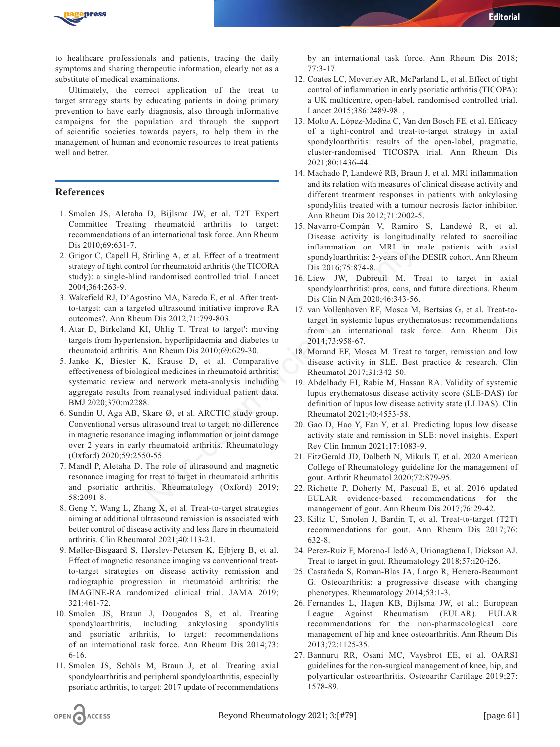to healthcare professionals and patients, tracing the daily symptoms and sharing therapeutic information, clearly not as a substitute of medical examinations.

Ultimately, the correct application of the treat to target strategy starts by educating patients in doing primary prevention to have early diagnosis, also through informative campaigns for the population and through the support of scientific societies towards payers, to help them in the management of human and economic resources to treat patients well and better.

## References

1. Smolen JS, Aletaha D, Bijlsma JW, et al. T2T Expert Committee Treating rheumatoid arthritis to target: recommendations of an international task force. Ann Rheum Dis 2010;69:631-7.
2. Grigor C, Capell H, Stirling A, et al. Effect of a treatment strategy of tight control for rheumatoid arthritis (the TICORA study): a single-blind randomised controlled trial. Lancet 2004;364:263-9.
3. Wakefield RJ, D'Agostino MA, Naredo E, et al. After treat-to-target: can a targeted ultrasound initiative improve RA outcomes?. Ann Rheum Dis 2012;71:799-803.
4. Atar D, Birkeland KI, Uhlig T. 'Treat to target': moving targets from hypertension, hyperlipidaemia and diabetes to rheumatoid arthritis. Ann Rheum Dis 2010;69:629-30.
5. Janke K, Biester K, Krause D, et al. Comparative effectiveness of biological medicines in rheumatoid arthritis: systematic review and network meta-analysis including aggregate results from reanalysed individual patient data. BMJ 2020;370:m2288.
6. Sundin U, Aga AB, Skare Ø, et al. ARCTIC study group. Conventional versus ultrasound treat to target: no difference in magnetic resonance imaging inflammation or joint damage over 2 years in early rheumatoid arthritis. Rheumatology (Oxford) 2020;59:2550-55.
7. Mandl P, Aletaha D. The role of ultrasound and magnetic resonance imaging for treat to target in rheumatoid arthritis and psoriatic arthritis. Rheumatology (Oxford) 2019; 58:2091-8.
8. Geng Y, Wang L, Zhang X, et al. Treat-to-target strategies aiming at additional ultrasound remission is associated with better control of disease activity and less flare in rheumatoid arthritis. Clin Rheumatol 2021;40:113-21.
9. Møller-Bisgaard S, Hørslev-Petersen K, Ejbjerg B, et al. Effect of magnetic resonance imaging vs conventional treat-to-target strategies on disease activity remission and radiographic progression in rheumatoid arthritis: the IMAGINE-RA randomized clinical trial. JAMA 2019; 321:461-72.
10. Smolen JS, Braun J, Dougados S, et al. Treating spondyloarthritis, including ankylosing spondylitis and psoriatic arthritis, to target: recommendations of an international task force. Ann Rheum Dis 2014;73: 6-16.
11. Smolen JS, Schöls M, Braun J, et al. Treating axial spondyloarthritis and peripheral spondyloarthritis, especially psoriatic arthritis, to target: 2017 update of recommendations by an international task force. Ann Rheum Dis 2018; 77:3-17.
12. Coates LC, Moverley AR, McParland L, et al. Effect of tight control of inflammation in early psoriatic arthritis (TICOPA): a UK multicentre, open-label, randomised controlled trial. Lancet 2015;386:2489-98. ,
13. Molto A, López-Medina C, Van den Bosch FE, et al. Efficacy of a tight-control and treat-to-target strategy in axial spondyloarthritis: results of the open-label, pragmatic, cluster-randomised TICOSPA trial. Ann Rheum Dis 2021;80:1436-44.
14. Machado P, Landewé RB, Braun J, et al. MRI inflammation and its relation with measures of clinical disease activity and different treatment responses in patients with ankylosing spondylitis treated with a tumour necrosis factor inhibitor. Ann Rheum Dis 2012;71:2002-5.
15. Navarro-Compán V, Ramiro S, Landewé R, et al. Disease activity is longitudinally related to sacroiliac inflammation on MRI in male patients with axial spondyloarthritis: 2-years of the DESIR cohort. Ann Rheum Dis 2016;75:874-8.
16. Liew JW, Dubreuil M. Treat to target in axial spondyloarthritis: pros, cons, and future directions. Rheum Dis Clin N Am 2020;46:343-56.
17. van Vollenhoven RF, Mosca M, Bertsias G, et al. Treat-to-target in systemic lupus erythematosus: recommendations from an international task force. Ann Rheum Dis 2014;73:958-67.
18. Morand EF, Mosca M. Treat to target, remission and low disease activity in SLE. Best practice & research. Clin Rheumatol 2017;31:342-50.
19. Abdelhady EI, Rabie M, Hassan RA. Validity of systemic lupus erythematosus disease activity score (SLE-DAS) for definition of lupus low disease activity state (LLDAS). Clin Rheumatol 2021;40:4553-58.
20. Gao D, Hao Y, Fan Y, et al. Predicting lupus low disease activity state and remission in SLE: novel insights. Expert Rev Clin Immun 2021;17:1083-9.
21. FitzGerald JD, Dalbeth N, Mikuls T, et al. 2020 American College of Rheumatology guideline for the management of gout. Arthrit Rheumatol 2020;72:879-95.
22. Richette P, Doherty M, Pascual E, et al. 2016 updated EULAR evidence-based recommendations for the management of gout. Ann Rheum Dis 2017;76:29-42.
23. Kiltz U, Smolen J, Bardin T, et al. Treat-to-target (T2T) recommendations for gout. Ann Rheum Dis 2017;76: 632-8.
24. Perez-Ruiz F, Moreno-Lledó A, Urionagüena I, Dickson AJ. Treat to target in gout. Rheumatology 2018;57:i20-i26.
25. Castañeda S, Roman-Blas JA, Largo R, Herrero-Beaumont G. Osteoarthritis: a progressive disease with changing phenotypes. Rheumatology 2014;53:1-3.
26. Fernandes L, Hagen KB, Bijlsma JW, et al.; European League Against Rheumatism (EULAR). EULAR recommendations for the non-pharmacological core management of hip and knee osteoarthritis. Ann Rheum Dis 2013;72:1125-35.
27. Bannuru RR, Osani MC, Vaysbrot EE, et al. OARSI guidelines for the non-surgical management of knee, hip, and polyarticular osteoarthritis. Osteoarthr Cartilage 2019;27: 1578-89.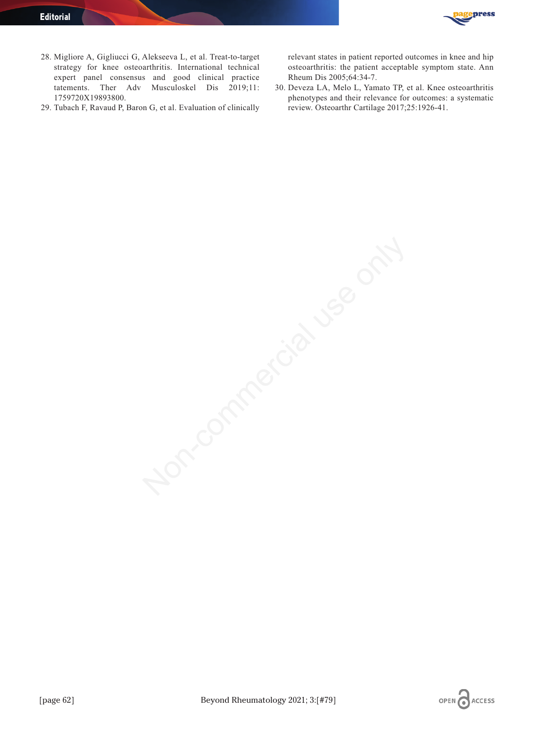28. Migliore A, Gigliucci G, Alekseeva L, et al. Treat-to-target strategy for knee osteoarthritis. International technical expert panel consensus and good clinical practice tatements. Ther Adv Musculoskel Dis 2019;11: 1759720X19893800.
29. Tubach F, Ravaud P, Baron G, et al. Evaluation of clinically relevant states in patient reported outcomes in knee and hip osteoarthritis: the patient acceptable symptom state. Ann Rheum Dis 2005;64:34-7.
30. Deveza LA, Melo L, Yamato TP, et al. Knee osteoarthritis phenotypes and their relevance for outcomes: a systematic review. Osteoarthr Cartilage 2017;25:1926-41.